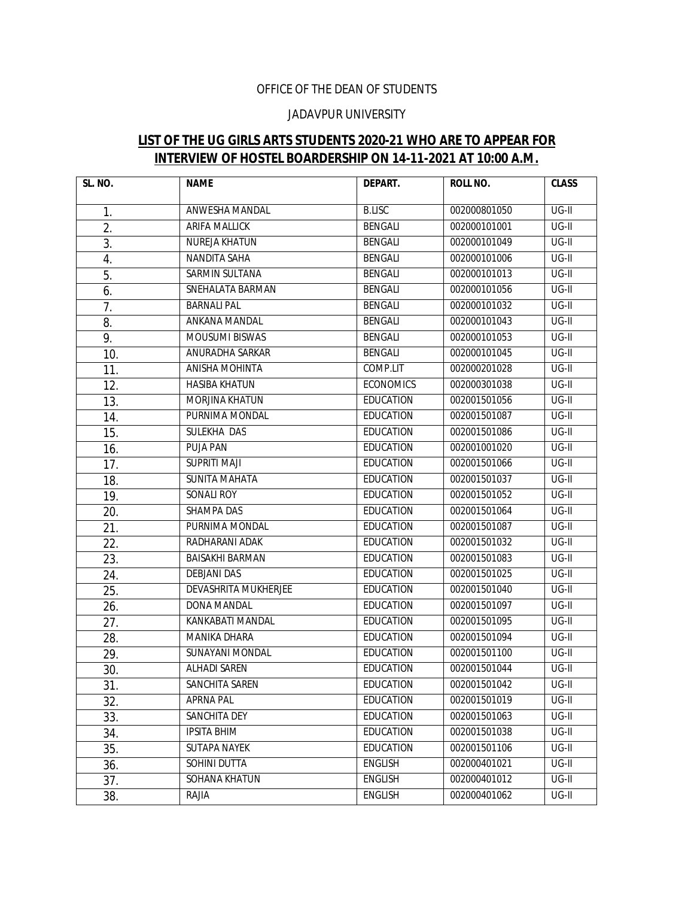OFFICE OF THE DEAN OF STUDENTS

JADAVPUR UNIVERSITY

## **LIST OF THE UG GIRLS ARTS STUDENTS 2020-21 WHO ARE TO APPEAR FOR INTERVIEW OF HOSTEL BOARDERSHIP ON 14-11-2021 AT 10:00 A.M.**

| SL. NO. | NAME | DEPART. | ROLL NO. | CLASS |
|---|---|---|---|---|
| 1. | ANWESHA MANDAL | B.LISC | 002000801050 | UG-II |
| 2. | ARIFA MALLICK | BENGALI | 002000101001 | UG-II |
| 3. | NUREJA KHATUN | BENGALI | 002000101049 | UG-II |
| 4. | NANDITA SAHA | BENGALI | 002000101006 | UG-II |
| 5. | SARMIN SULTANA | BENGALI | 002000101013 | UG-II |
| 6. | SNEHALATA BARMAN | BENGALI | 002000101056 | UG-II |
| 7. | BARNALI PAL | BENGALI | 002000101032 | UG-II |
| 8. | ANKANA MANDAL | BENGALI | 002000101043 | UG-II |
| 9. | MOUSUMI BISWAS | BENGALI | 002000101053 | UG-II |
| 10. | ANURADHA SARKAR | BENGALI | 002000101045 | UG-II |
| 11. | ANISHA MOHINTA | COMP.LIT | 002000201028 | UG-II |
| 12. | HASIBA KHATUN | ECONOMICS | 002000301038 | UG-II |
| 13. | MORJINA KHATUN | EDUCATION | 002001501056 | UG-II |
| 14. | PURNIMA MONDAL | EDUCATION | 002001501087 | UG-II |
| 15. | SULEKHA DAS | EDUCATION | 002001501086 | UG-II |
| 16. | PUJA PAN | EDUCATION | 002001001020 | UG-II |
| 17. | SUPRITI MAJI | EDUCATION | 002001501066 | UG-II |
| 18. | SUNITA MAHATA | EDUCATION | 002001501037 | UG-II |
| 19. | SONALI ROY | EDUCATION | 002001501052 | UG-II |
| 20. | SHAMPA DAS | EDUCATION | 002001501064 | UG-II |
| 21. | PURNIMA MONDAL | EDUCATION | 002001501087 | UG-II |
| 22. | RADHARANI ADAK | EDUCATION | 002001501032 | UG-II |
| 23. | BAISAKHI BARMAN | EDUCATION | 002001501083 | UG-II |
| 24. | DEBJANI DAS | EDUCATION | 002001501025 | UG-II |
| 25. | DEVASHRITA MUKHERJEE | EDUCATION | 002001501040 | UG-II |
| 26. | DONA MANDAL | EDUCATION | 002001501097 | UG-II |
| 27. | KANKABATI MANDAL | EDUCATION | 002001501095 | UG-II |
| 28. | MANIKA DHARA | EDUCATION | 002001501094 | UG-II |
| 29. | SUNAYANI MONDAL | EDUCATION | 002001501100 | UG-II |
| 30. | ALHADI SAREN | EDUCATION | 002001501044 | UG-II |
| 31. | SANCHITA SAREN | EDUCATION | 002001501042 | UG-II |
| 32. | APRNA PAL | EDUCATION | 002001501019 | UG-II |
| 33. | SANCHITA DEY | EDUCATION | 002001501063 | UG-II |
| 34. | IPSITA BHIM | EDUCATION | 002001501038 | UG-II |
| 35. | SUTAPA NAYEK | EDUCATION | 002001501106 | UG-II |
| 36. | SOHINI DUTTA | ENGLISH | 002000401021 | UG-II |
| 37. | SOHANA KHATUN | ENGLISH | 002000401012 | UG-II |
| 38. | RAJIA | ENGLISH | 002000401062 | UG-II |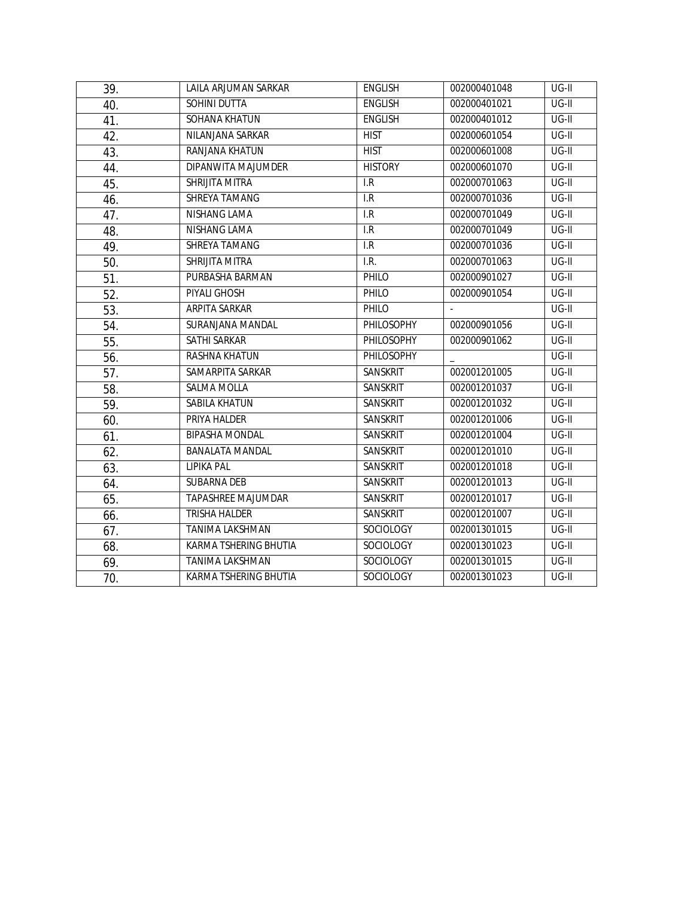| | | | | |
|---|---|---|---|---|
| 39. | LAILA ARJUMAN SARKAR | ENGLISH | 002000401048 | UG-II |
| 40. | SOHINI DUTTA | ENGLISH | 002000401021 | UG-II |
| 41. | SOHANA KHATUN | ENGLISH | 002000401012 | UG-II |
| 42. | NILANJANA SARKAR | HIST | 002000601054 | UG-II |
| 43. | RANJANA KHATUN | HIST | 002000601008 | UG-II |
| 44. | DIPANWITA MAJUMDER | HISTORY | 002000601070 | UG-II |
| 45. | SHRIJITA MITRA | I.R | 002000701063 | UG-II |
| 46. | SHREYA TAMANG | I.R | 002000701036 | UG-II |
| 47. | NISHANG LAMA | I.R | 002000701049 | UG-II |
| 48. | NISHANG LAMA | I.R | 002000701049 | UG-II |
| 49. | SHREYA TAMANG | I.R | 002000701036 | UG-II |
| 50. | SHRIJITA MITRA | I.R. | 002000701063 | UG-II |
| 51. | PURBASHA BARMAN | PHILO | 002000901027 | UG-II |
| 52. | PIYALI GHOSH | PHILO | 002000901054 | UG-II |
| 53. | ARPITA SARKAR | PHILO | - | UG-II |
| 54. | SURANJANA MANDAL | PHILOSOPHY | 002000901056 | UG-II |
| 55. | SATHI SARKAR | PHILOSOPHY | 002000901062 | UG-II |
| 56. | RASHNA KHATUN | PHILOSOPHY | _ | UG-II |
| 57. | SAMARPITA SARKAR | SANSKRIT | 002001201005 | UG-II |
| 58. | SALMA MOLLA | SANSKRIT | 002001201037 | UG-II |
| 59. | SABILA KHATUN | SANSKRIT | 002001201032 | UG-II |
| 60. | PRIYA HALDER | SANSKRIT | 002001201006 | UG-II |
| 61. | BIPASHA MONDAL | SANSKRIT | 002001201004 | UG-II |
| 62. | BANALATA MANDAL | SANSKRIT | 002001201010 | UG-II |
| 63. | LIPIKA PAL | SANSKRIT | 002001201018 | UG-II |
| 64. | SUBARNA DEB | SANSKRIT | 002001201013 | UG-II |
| 65. | TAPASHREE MAJUMDAR | SANSKRIT | 002001201017 | UG-II |
| 66. | TRISHA HALDER | SANSKRIT | 002001201007 | UG-II |
| 67. | TANIMA LAKSHMAN | SOCIOLOGY | 002001301015 | UG-II |
| 68. | KARMA TSHERING BHUTIA | SOCIOLOGY | 002001301023 | UG-II |
| 69. | TANIMA LAKSHMAN | SOCIOLOGY | 002001301015 | UG-II |
| 70. | KARMA TSHERING BHUTIA | SOCIOLOGY | 002001301023 | UG-II |